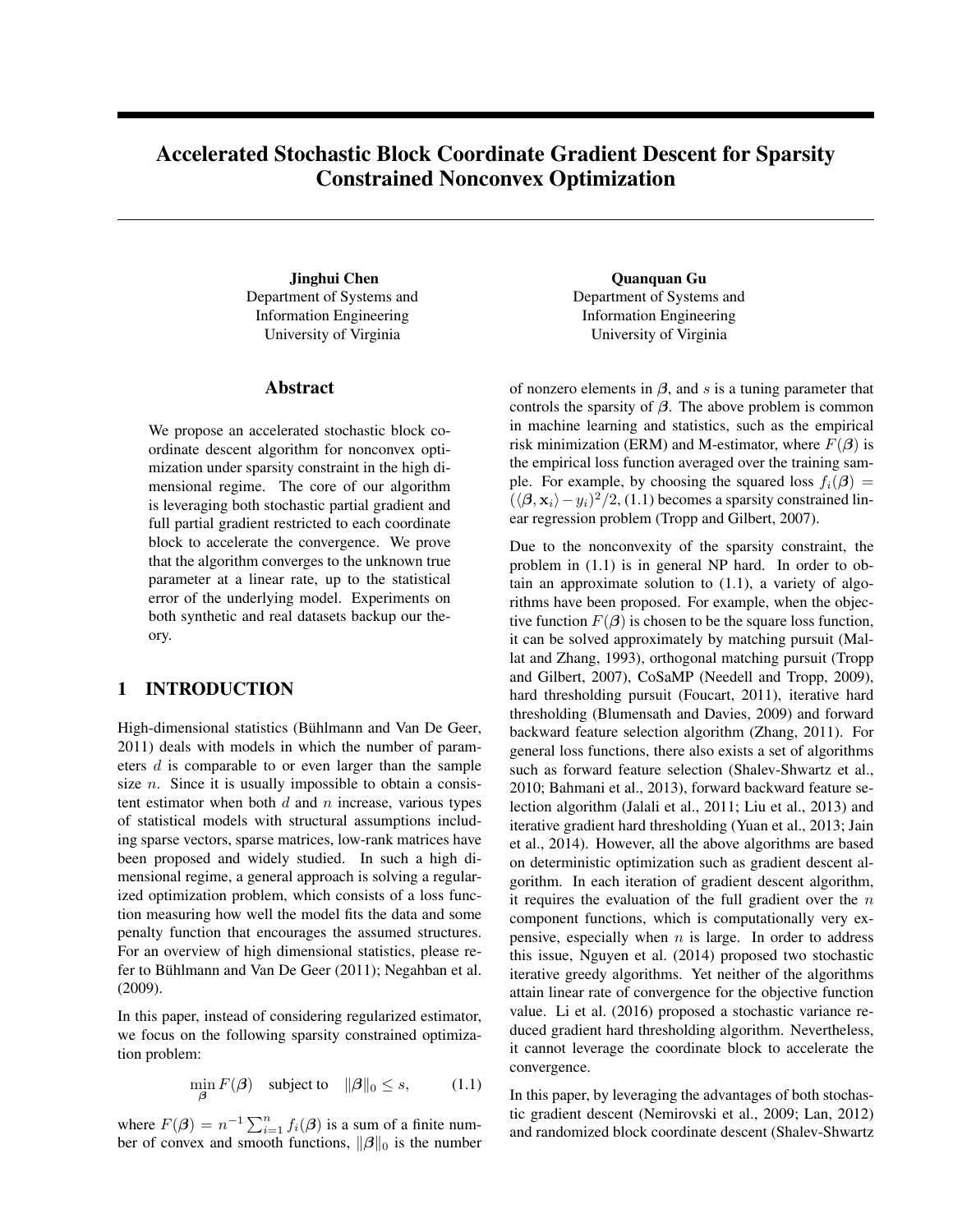# Accelerated Stochastic Block Coordinate Gradient Descent for Sparsity Constrained Nonconvex Optimization

**Jinghui Chen**
Department of Systems and Information Engineering
University of Virginia

**Quanquan Gu**
Department of Systems and Information Engineering
University of Virginia

## Abstract

We propose an accelerated stochastic block coordinate descent algorithm for nonconvex optimization under sparsity constraint in the high dimensional regime. The core of our algorithm is leveraging both stochastic partial gradient and full partial gradient restricted to each coordinate block to accelerate the convergence. We prove that the algorithm converges to the unknown true parameter at a linear rate, up to the statistical error of the underlying model. Experiments on both synthetic and real datasets backup our theory.

## 1 INTRODUCTION

High-dimensional statistics (Bühlmann and Van De Geer, 2011) deals with models in which the number of parameters $d$ is comparable to or even larger than the sample size $n$. Since it is usually impossible to obtain a consistent estimator when both $d$ and $n$ increase, various types of statistical models with structural assumptions including sparse vectors, sparse matrices, low-rank matrices have been proposed and widely studied. In such a high dimensional regime, a general approach is solving a regularized optimization problem, which consists of a loss function measuring how well the model fits the data and some penalty function that encourages the assumed structures. For an overview of high dimensional statistics, please refer to Bühlmann and Van De Geer (2011); Negahban et al. (2009).

In this paper, instead of considering regularized estimator, we focus on the following sparsity constrained optimization problem:

$$\min_{\boldsymbol{\beta}} F(\boldsymbol{\beta}) \quad \text{subject to} \quad \|\boldsymbol{\beta}\|_0 \leq s, \tag{1.1}$$

where $F(\boldsymbol{\beta}) = n^{-1} \sum_{i=1}^{n} f_i(\boldsymbol{\beta})$ is a sum of a finite number of convex and smooth functions, $\|\boldsymbol{\beta}\|_0$ is the number of nonzero elements in $\boldsymbol{\beta}$, and $s$ is a tuning parameter that controls the sparsity of $\boldsymbol{\beta}$. The above problem is common in machine learning and statistics, such as the empirical risk minimization (ERM) and M-estimator, where $F(\boldsymbol{\beta})$ is the empirical loss function averaged over the training sample. For example, by choosing the squared loss $f_i(\boldsymbol{\beta}) = (\langle \boldsymbol{\beta}, \mathbf{x}_i \rangle - y_i)^2/2$, (1.1) becomes a sparsity constrained linear regression problem (Tropp and Gilbert, 2007).

Due to the nonconvexity of the sparsity constraint, the problem in (1.1) is in general NP hard. In order to obtain an approximate solution to (1.1), a variety of algorithms have been proposed. For example, when the objective function $F(\boldsymbol{\beta})$ is chosen to be the square loss function, it can be solved approximately by matching pursuit (Mallat and Zhang, 1993), orthogonal matching pursuit (Tropp and Gilbert, 2007), CoSaMP (Needell and Tropp, 2009), hard thresholding pursuit (Foucart, 2011), iterative hard thresholding (Blumensath and Davies, 2009) and forward backward feature selection algorithm (Zhang, 2011). For general loss functions, there also exists a set of algorithms such as forward feature selection (Shalev-Shwartz et al., 2010; Bahmani et al., 2013), forward backward feature selection algorithm (Jalali et al., 2011; Liu et al., 2013) and iterative gradient hard thresholding (Yuan et al., 2013; Jain et al., 2014). However, all the above algorithms are based on deterministic optimization such as gradient descent algorithm. In each iteration of gradient descent algorithm, it requires the evaluation of the full gradient over the $n$ component functions, which is computationally very expensive, especially when $n$ is large. In order to address this issue, Nguyen et al. (2014) proposed two stochastic iterative greedy algorithms. Yet neither of the algorithms attain linear rate of convergence for the objective function value. Li et al. (2016) proposed a stochastic variance reduced gradient hard thresholding algorithm. Nevertheless, it cannot leverage the coordinate block to accelerate the convergence.

In this paper, by leveraging the advantages of both stochastic gradient descent (Nemirovski et al., 2009; Lan, 2012) and randomized block coordinate descent (Shalev-Shwartz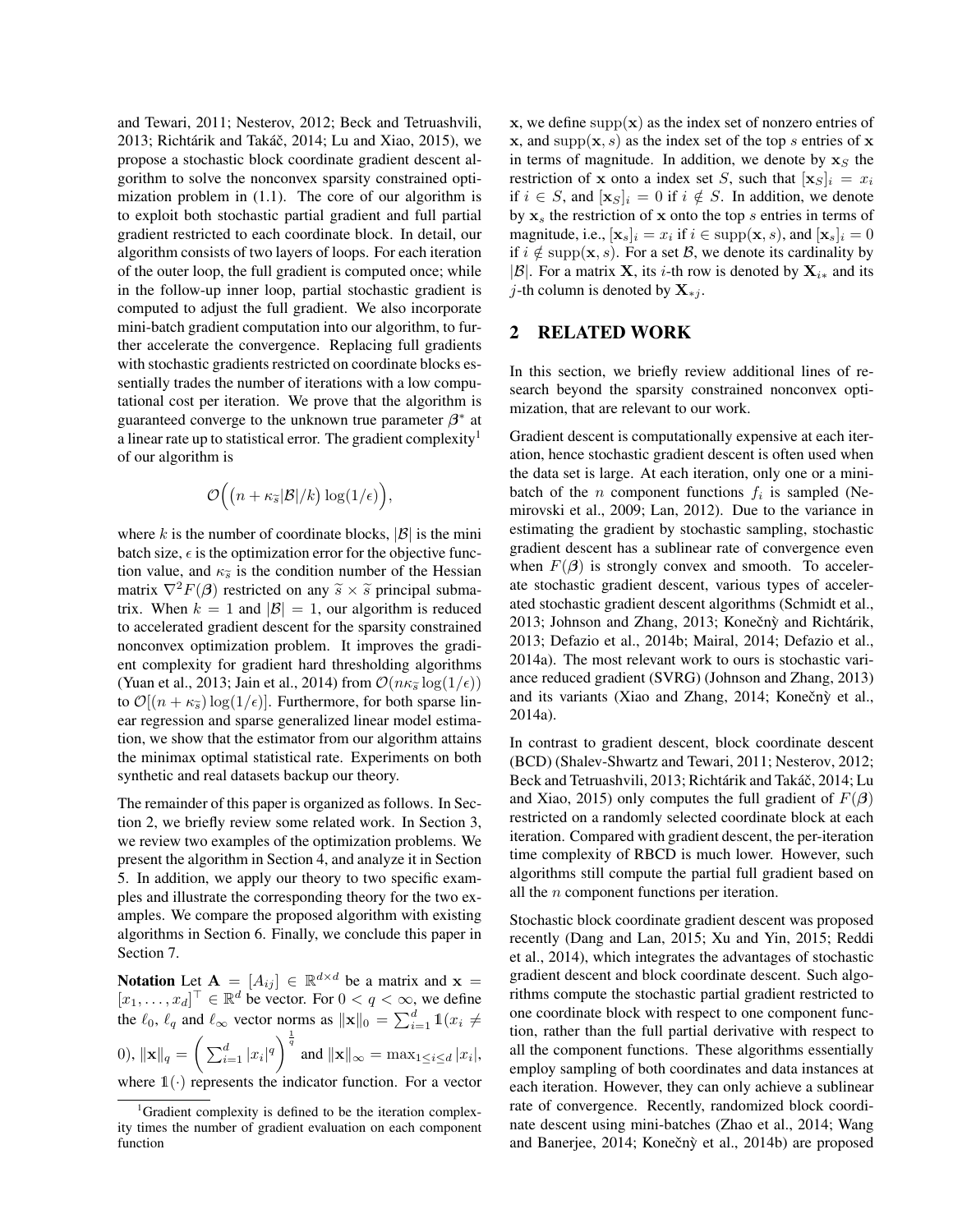and Tewari, 2011; Nesterov, 2012; Beck and Tetruashvili, 2013; Richtárik and Takáč, 2014; Lu and Xiao, 2015), we propose a stochastic block coordinate gradient descent algorithm to solve the nonconvex sparsity constrained optimization problem in (1.1). The core of our algorithm is to exploit both stochastic partial gradient and full partial gradient restricted to each coordinate block. In detail, our algorithm consists of two layers of loops. For each iteration of the outer loop, the full gradient is computed once; while in the follow-up inner loop, partial stochastic gradient is computed to adjust the full gradient. We also incorporate mini-batch gradient computation into our algorithm, to further accelerate the convergence. Replacing full gradients with stochastic gradients restricted on coordinate blocks essentially trades the number of iterations with a low computational cost per iteration. We prove that the algorithm is guaranteed converge to the unknown true parameter $\boldsymbol{\beta}^*$ at a linear rate up to statistical error. The gradient complexity[1] of our algorithm is

$$\mathcal{O}\Big(\big(n + \kappa_{\widetilde{s}}|\mathcal{B}|/k\big)\log(1/\epsilon)\Big),$$

where $k$ is the number of coordinate blocks, $|\mathcal{B}|$ is the mini batch size, $\epsilon$ is the optimization error for the objective function value, and $\kappa_{\widetilde{s}}$ is the condition number of the Hessian matrix $\nabla^2 F(\boldsymbol{\beta})$ restricted on any $\widetilde{s} \times \widetilde{s}$ principal submatrix. When $k = 1$ and $|\mathcal{B}| = 1$, our algorithm is reduced to accelerated gradient descent for the sparsity constrained nonconvex optimization problem. It improves the gradient complexity for gradient hard thresholding algorithms (Yuan et al., 2013; Jain et al., 2014) from $\mathcal{O}(n\kappa_{\widetilde{s}}\log(1/\epsilon))$ to $\mathcal{O}[(n + \kappa_{\widetilde{s}})\log(1/\epsilon)]$. Furthermore, for both sparse linear regression and sparse generalized linear model estimation, we show that the estimator from our algorithm attains the minimax optimal statistical rate. Experiments on both synthetic and real datasets backup our theory.

The remainder of this paper is organized as follows. In Section 2, we briefly review some related work. In Section 3, we review two examples of the optimization problems. We present the algorithm in Section 4, and analyze it in Section 5. In addition, we apply our theory to two specific examples and illustrate the corresponding theory for the two examples. We compare the proposed algorithm with existing algorithms in Section 6. Finally, we conclude this paper in Section 7.

**Notation** Let $\mathbf{A} = [A_{ij}] \in \mathbb{R}^{d\times d}$ be a matrix and $\mathbf{x} = [x_1, \ldots, x_d]^\top \in \mathbb{R}^d$ be vector. For $0 < q < \infty$, we define the $\ell_0$, $\ell_q$ and $\ell_\infty$ vector norms as $\|\mathbf{x}\|_0 = \sum_{i=1}^d \mathbb{1}(x_i \neq 0)$, $\|\mathbf{x}\|_q = \Big(\sum_{i=1}^d |x_i|^q\Big)^{\frac{1}{q}}$ and $\|\mathbf{x}\|_\infty = \max_{1\le i\le d}|x_i|$, where $\mathbb{1}(\cdot)$ represents the indicator function. For a vector $\mathbf{x}$, we define $\mathrm{supp}(\mathbf{x})$ as the index set of nonzero entries of $\mathbf{x}$, and $\mathrm{supp}(\mathbf{x}, s)$ as the index set of the top $s$ entries of $\mathbf{x}$ in terms of magnitude. In addition, we denote by $\mathbf{x}_S$ the restriction of $\mathbf{x}$ onto a index set $S$, such that $[\mathbf{x}_S]_i = x_i$ if $i \in S$, and $[\mathbf{x}_S]_i = 0$ if $i \notin S$. In addition, we denote by $\mathbf{x}_s$ the restriction of $\mathbf{x}$ onto the top $s$ entries in terms of magnitude, i.e., $[\mathbf{x}_s]_i = x_i$ if $i \in \mathrm{supp}(\mathbf{x}, s)$, and $[\mathbf{x}_s]_i = 0$ if $i \notin \mathrm{supp}(\mathbf{x}, s)$. For a set $\mathcal{B}$, we denote its cardinality by $|\mathcal{B}|$. For a matrix $\mathbf{X}$, its $i$-th row is denoted by $\mathbf{X}_{i*}$ and its $j$-th column is denoted by $\mathbf{X}_{*j}$.

## 2 RELATED WORK

In this section, we briefly review additional lines of research beyond the sparsity constrained nonconvex optimization, that are relevant to our work.

Gradient descent is computationally expensive at each iteration, hence stochastic gradient descent is often used when the data set is large. At each iteration, only one or a minibatch of the $n$ component functions $f_i$ is sampled (Nemirovski et al., 2009; Lan, 2012). Due to the variance in estimating the gradient by stochastic sampling, stochastic gradient descent has a sublinear rate of convergence even when $F(\boldsymbol{\beta})$ is strongly convex and smooth. To accelerate stochastic gradient descent, various types of accelerated stochastic gradient descent algorithms (Schmidt et al., 2013; Johnson and Zhang, 2013; Konečnỳ and Richtárik, 2013; Defazio et al., 2014b; Mairal, 2014; Defazio et al., 2014a). The most relevant work to ours is stochastic variance reduced gradient (SVRG) (Johnson and Zhang, 2013) and its variants (Xiao and Zhang, 2014; Konečnỳ et al., 2014a).

In contrast to gradient descent, block coordinate descent (BCD) (Shalev-Shwartz and Tewari, 2011; Nesterov, 2012; Beck and Tetruashvili, 2013; Richtárik and Takáč, 2014; Lu and Xiao, 2015) only computes the full gradient of $F(\boldsymbol{\beta})$ restricted on a randomly selected coordinate block at each iteration. Compared with gradient descent, the per-iteration time complexity of RBCD is much lower. However, such algorithms still compute the partial full gradient based on all the $n$ component functions per iteration.

Stochastic block coordinate gradient descent was proposed recently (Dang and Lan, 2015; Xu and Yin, 2015; Reddi et al., 2014), which integrates the advantages of stochastic gradient descent and block coordinate descent. Such algorithms compute the stochastic partial gradient restricted to one coordinate block with respect to one component function, rather than the full partial derivative with respect to all the component functions. These algorithms essentially employ sampling of both coordinates and data instances at each iteration. However, they can only achieve a sublinear rate of convergence. Recently, randomized block coordinate descent using mini-batches (Zhao et al., 2014; Wang and Banerjee, 2014; Konečnỳ et al., 2014b) are proposed

[1] Gradient complexity is defined to be the iteration complexity times the number of gradient evaluation on each component function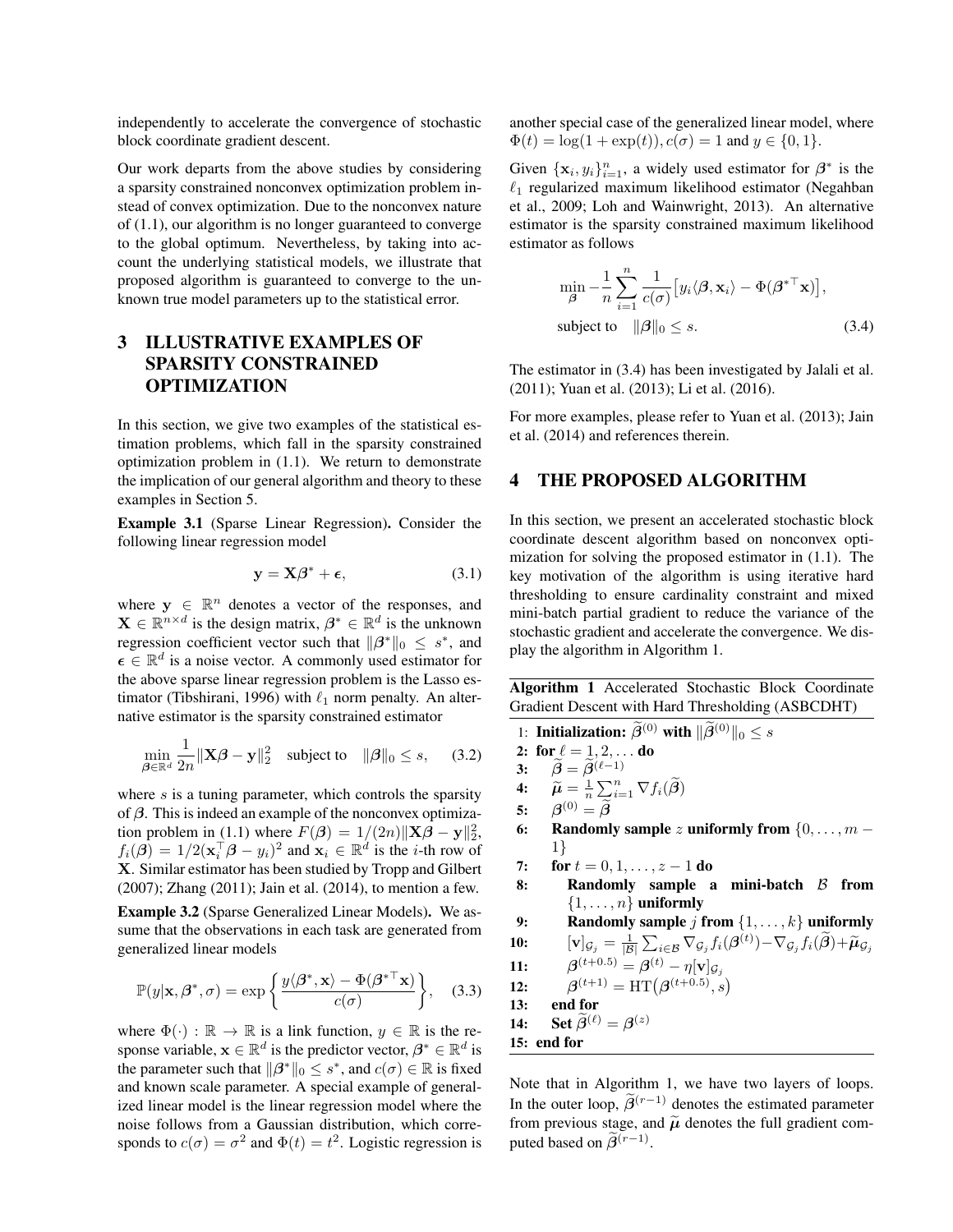independently to accelerate the convergence of stochastic block coordinate gradient descent.

Our work departs from the above studies by considering a sparsity constrained nonconvex optimization problem instead of convex optimization. Due to the nonconvex nature of (1.1), our algorithm is no longer guaranteed to converge to the global optimum. Nevertheless, by taking into account the underlying statistical models, we illustrate that proposed algorithm is guaranteed to converge to the unknown true model parameters up to the statistical error.

# 3 ILLUSTRATIVE EXAMPLES OF SPARSITY CONSTRAINED OPTIMIZATION

In this section, we give two examples of the statistical estimation problems, which fall in the sparsity constrained optimization problem in (1.1). We return to demonstrate the implication of our general algorithm and theory to these examples in Section 5.

**Example 3.1** (Sparse Linear Regression)**.** Consider the following linear regression model

$$\mathbf{y} = \mathbf{X}\boldsymbol{\beta}^* + \boldsymbol{\epsilon}, \tag{3.1}$$

where $\mathbf{y} \in \mathbb{R}^n$ denotes a vector of the responses, and $\mathbf{X} \in \mathbb{R}^{n\times d}$ is the design matrix, $\boldsymbol{\beta}^* \in \mathbb{R}^d$ is the unknown regression coefficient vector such that $\|\boldsymbol{\beta}^*\|_0 \leq s^*$, and $\boldsymbol{\epsilon} \in \mathbb{R}^d$ is a noise vector. A commonly used estimator for the above sparse linear regression problem is the Lasso estimator (Tibshirani, 1996) with $\ell_1$ norm penalty. An alternative estimator is the sparsity constrained estimator

$$\min_{\boldsymbol{\beta}\in\mathbb{R}^d} \frac{1}{2n}\|\mathbf{X}\boldsymbol{\beta} - \mathbf{y}\|_2^2 \quad \text{subject to} \quad \|\boldsymbol{\beta}\|_0 \leq s, \tag{3.2}$$

where $s$ is a tuning parameter, which controls the sparsity of $\boldsymbol{\beta}$. This is indeed an example of the nonconvex optimization problem in (1.1) where $F(\boldsymbol{\beta}) = 1/(2n)\|\mathbf{X}\boldsymbol{\beta} - \mathbf{y}\|_2^2$, $f_i(\boldsymbol{\beta}) = 1/2(\mathbf{x}_i^\top\boldsymbol{\beta} - y_i)^2$ and $\mathbf{x}_i \in \mathbb{R}^d$ is the $i$-th row of $\mathbf{X}$. Similar estimator has been studied by Tropp and Gilbert (2007); Zhang (2011); Jain et al. (2014), to mention a few.

**Example 3.2** (Sparse Generalized Linear Models)**.** We assume that the observations in each task are generated from generalized linear models

$$\mathbb{P}(y|\mathbf{x}, \boldsymbol{\beta}^*, \sigma) = \exp\left\{\frac{y\langle\boldsymbol{\beta}^*, \mathbf{x}\rangle - \Phi(\boldsymbol{\beta}^{*\top}\mathbf{x})}{c(\sigma)}\right\}, \tag{3.3}$$

where $\Phi(\cdot) : \mathbb{R} \to \mathbb{R}$ is a link function, $y \in \mathbb{R}$ is the response variable, $\mathbf{x} \in \mathbb{R}^d$ is the predictor vector, $\boldsymbol{\beta}^* \in \mathbb{R}^d$ is the parameter such that $\|\boldsymbol{\beta}^*\|_0 \leq s^*$, and $c(\sigma) \in \mathbb{R}$ is fixed and known scale parameter. A special example of generalized linear model is the linear regression model where the noise follows from a Gaussian distribution, which corresponds to $c(\sigma) = \sigma^2$ and $\Phi(t) = t^2$. Logistic regression is another special case of the generalized linear model, where $\Phi(t) = \log(1 + \exp(t)), c(\sigma) = 1$ and $y \in \{0, 1\}$.

Given $\{\mathbf{x}_i, y_i\}_{i=1}^n$, a widely used estimator for $\boldsymbol{\beta}^*$ is the $\ell_1$ regularized maximum likelihood estimator (Negahban et al., 2009; Loh and Wainwright, 2013). An alternative estimator is the sparsity constrained maximum likelihood estimator as follows

$$\begin{aligned}
&\min_{\boldsymbol{\beta}} -\frac{1}{n}\sum_{i=1}^n \frac{1}{c(\sigma)}\big[y_i\langle\boldsymbol{\beta}, \mathbf{x}_i\rangle - \Phi(\boldsymbol{\beta}^{*\top}\mathbf{x})\big], \\
&\text{subject to} \quad \|\boldsymbol{\beta}\|_0 \leq s.
\end{aligned} \tag{3.4}$$

The estimator in (3.4) has been investigated by Jalali et al. (2011); Yuan et al. (2013); Li et al. (2016).

For more examples, please refer to Yuan et al. (2013); Jain et al. (2014) and references therein.

# 4 THE PROPOSED ALGORITHM

In this section, we present an accelerated stochastic block coordinate descent algorithm based on nonconvex optimization for solving the proposed estimator in (1.1). The key motivation of the algorithm is using iterative hard thresholding to ensure cardinality constraint and mixed mini-batch partial gradient to reduce the variance of the stochastic gradient and accelerate the convergence. We display the algorithm in Algorithm 1.

**Algorithm 1** Accelerated Stochastic Block Coordinate Gradient Descent with Hard Thresholding (ASBCDHT)

1: **Initialization:** $\widetilde{\boldsymbol{\beta}}^{(0)}$ **with** $\|\widetilde{\boldsymbol{\beta}}^{(0)}\|_0 \leq s$
2: **for** $\ell = 1, 2, \ldots$ **do**
3: $\quad\widetilde{\boldsymbol{\beta}} = \widetilde{\boldsymbol{\beta}}^{(\ell-1)}$
4: $\quad\widetilde{\boldsymbol{\mu}} = \frac{1}{n}\sum_{i=1}^n \nabla f_i(\widetilde{\boldsymbol{\beta}})$
5: $\quad\boldsymbol{\beta}^{(0)} = \widetilde{\boldsymbol{\beta}}$
6: $\quad$**Randomly sample** $z$ **uniformly from** $\{0, \ldots, m-1\}$
7: $\quad$**for** $t = 0, 1, \ldots, z-1$ **do**
8: $\quad\quad$**Randomly sample a mini-batch** $\mathcal{B}$ **from** $\{1, \ldots, n\}$ **uniformly**
9: $\quad\quad$**Randomly sample** $j$ **from** $\{1, \ldots, k\}$ **uniformly**
10: $\quad\quad[\mathbf{v}]_{\mathcal{G}_j} = \frac{1}{|\mathcal{B}|}\sum_{i\in\mathcal{B}} \nabla_{\mathcal{G}_j} f_i(\boldsymbol{\beta}^{(t)}) - \nabla_{\mathcal{G}_j} f_i(\widetilde{\boldsymbol{\beta}}) + \widetilde{\boldsymbol{\mu}}_{\mathcal{G}_j}$
11: $\quad\quad\boldsymbol{\beta}^{(t+0.5)} = \boldsymbol{\beta}^{(t)} - \eta[\mathbf{v}]_{\mathcal{G}_j}$
12: $\quad\quad\boldsymbol{\beta}^{(t+1)} = \mathrm{HT}\big(\boldsymbol{\beta}^{(t+0.5)}, s\big)$
13: $\quad$**end for**
14: $\quad$**Set** $\widetilde{\boldsymbol{\beta}}^{(\ell)} = \boldsymbol{\beta}^{(z)}$
15: **end for**

Note that in Algorithm 1, we have two layers of loops. In the outer loop, $\widetilde{\boldsymbol{\beta}}^{(r-1)}$ denotes the estimated parameter from previous stage, and $\widetilde{\boldsymbol{\mu}}$ denotes the full gradient computed based on $\widetilde{\boldsymbol{\beta}}^{(r-1)}$.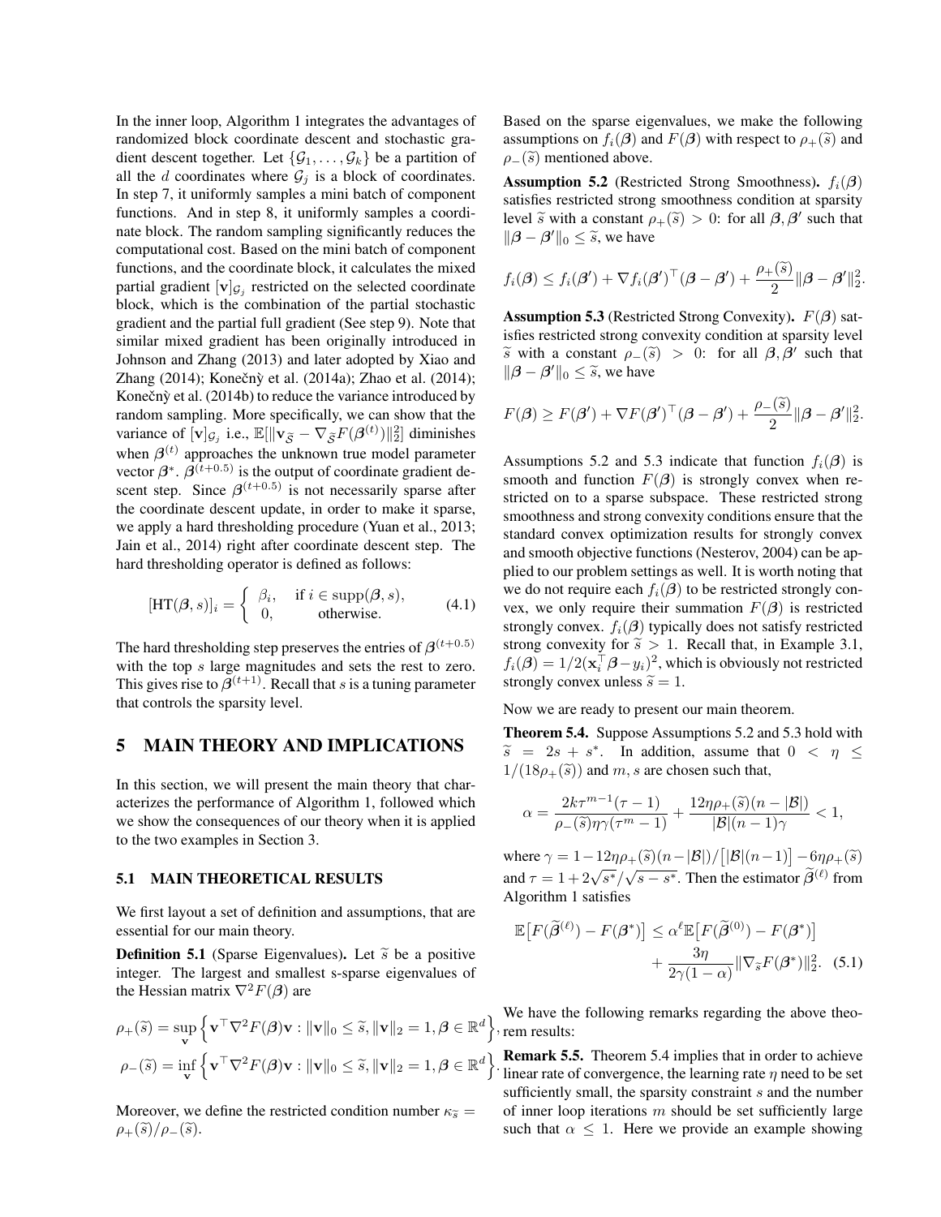In the inner loop, Algorithm 1 integrates the advantages of randomized block coordinate descent and stochastic gradient descent together. Let $\{\mathcal{G}_1, \ldots, \mathcal{G}_k\}$ be a partition of all the $d$ coordinates where $\mathcal{G}_j$ is a block of coordinates. In step 7, it uniformly samples a mini batch of component functions. And in step 8, it uniformly samples a coordinate block. The random sampling significantly reduces the computational cost. Based on the mini batch of component functions, and the coordinate block, it calculates the mixed partial gradient $[\mathbf{v}]_{\mathcal{G}_j}$ restricted on the selected coordinate block, which is the combination of the partial stochastic gradient and the partial full gradient (See step 9). Note that similar mixed gradient has been originally introduced in Johnson and Zhang (2013) and later adopted by Xiao and Zhang (2014); Konečnỳ et al. (2014a); Zhao et al. (2014); Konečnỳ et al. (2014b) to reduce the variance introduced by random sampling. More specifically, we can show that the variance of $[\mathbf{v}]_{\mathcal{G}_j}$ i.e., $\mathbb{E}[\|\mathbf{v}_{\widetilde{\mathcal{S}}} - \nabla_{\widetilde{\mathcal{S}}} F(\boldsymbol{\beta}^{(t)})\|_2^2]$ diminishes when $\boldsymbol{\beta}^{(t)}$ approaches the unknown true model parameter vector $\boldsymbol{\beta}^*$. $\boldsymbol{\beta}^{(t+0.5)}$ is the output of coordinate gradient descent step. Since $\boldsymbol{\beta}^{(t+0.5)}$ is not necessarily sparse after the coordinate descent update, in order to make it sparse, we apply a hard thresholding procedure (Yuan et al., 2013; Jain et al., 2014) right after coordinate descent step. The hard thresholding operator is defined as follows:

$$
[\mathrm{HT}(\boldsymbol{\beta}, s)]_i = \begin{cases} \beta_i, & \text{if } i \in \mathrm{supp}(\boldsymbol{\beta}, s), \\ 0, & \text{otherwise.} \end{cases} \tag{4.1}
$$

The hard thresholding step preserves the entries of $\boldsymbol{\beta}^{(t+0.5)}$ with the top $s$ large magnitudes and sets the rest to zero. This gives rise to $\boldsymbol{\beta}^{(t+1)}$. Recall that $s$ is a tuning parameter that controls the sparsity level.

# 5 MAIN THEORY AND IMPLICATIONS

In this section, we will present the main theory that characterizes the performance of Algorithm 1, followed which we show the consequences of our theory when it is applied to the two examples in Section 3.

## 5.1 MAIN THEORETICAL RESULTS

We first layout a set of definition and assumptions, that are essential for our main theory.

**Definition 5.1** (Sparse Eigenvalues)**.** Let $\widetilde{s}$ be a positive integer. The largest and smallest s-sparse eigenvalues of the Hessian matrix $\nabla^2 F(\boldsymbol{\beta})$ are

$$
\rho_+(\widetilde{s}) = \sup_{\mathbf{v}} \Big\{ \mathbf{v}^\top \nabla^2 F(\boldsymbol{\beta}) \mathbf{v} : \|\mathbf{v}\|_0 \le \widetilde{s}, \|\mathbf{v}\|_2 = 1, \boldsymbol{\beta} \in \mathbb{R}^d \Big\},
$$

$$
\rho_-(\widetilde{s}) = \inf_{\mathbf{v}} \Big\{ \mathbf{v}^\top \nabla^2 F(\boldsymbol{\beta}) \mathbf{v} : \|\mathbf{v}\|_0 \le \widetilde{s}, \|\mathbf{v}\|_2 = 1, \boldsymbol{\beta} \in \mathbb{R}^d \Big\}.
$$

Moreover, we define the restricted condition number $\kappa_{\widetilde{s}} = \rho_+(\widetilde{s})/\rho_-(\widetilde{s})$.

Based on the sparse eigenvalues, we make the following assumptions on $f_i(\boldsymbol{\beta})$ and $F(\boldsymbol{\beta})$ with respect to $\rho_+(\widetilde{s})$ and $\rho_-(\widetilde{s})$ mentioned above.

**Assumption 5.2** (Restricted Strong Smoothness)**.** $f_i(\boldsymbol{\beta})$ satisfies restricted strong smoothness condition at sparsity level $\widetilde{s}$ with a constant $\rho_+(\widetilde{s}) > 0$: for all $\boldsymbol{\beta}, \boldsymbol{\beta}'$ such that $\|\boldsymbol{\beta} - \boldsymbol{\beta}'\|_0 \le \widetilde{s}$, we have

$$
f_i(\boldsymbol{\beta}) \le f_i(\boldsymbol{\beta}') + \nabla f_i(\boldsymbol{\beta}')^\top (\boldsymbol{\beta} - \boldsymbol{\beta}') + \frac{\rho_+(\widetilde{s})}{2} \|\boldsymbol{\beta} - \boldsymbol{\beta}'\|_2^2.
$$

**Assumption 5.3** (Restricted Strong Convexity)**.** $F(\boldsymbol{\beta})$ satisfies restricted strong convexity condition at sparsity level $\widetilde{s}$ with a constant $\rho_-(\widetilde{s}) > 0$: for all $\boldsymbol{\beta}, \boldsymbol{\beta}'$ such that $\|\boldsymbol{\beta} - \boldsymbol{\beta}'\|_0 \le \widetilde{s}$, we have

$$
F(\boldsymbol{\beta}) \ge F(\boldsymbol{\beta}') + \nabla F(\boldsymbol{\beta}')^\top (\boldsymbol{\beta} - \boldsymbol{\beta}') + \frac{\rho_-(\widetilde{s})}{2} \|\boldsymbol{\beta} - \boldsymbol{\beta}'\|_2^2.
$$

Assumptions 5.2 and 5.3 indicate that function $f_i(\boldsymbol{\beta})$ is smooth and function $F(\boldsymbol{\beta})$ is strongly convex when restricted on to a sparse subspace. These restricted strong smoothness and strong convexity conditions ensure that the standard convex optimization results for strongly convex and smooth objective functions (Nesterov, 2004) can be applied to our problem settings as well. It is worth noting that we do not require each $f_i(\boldsymbol{\beta})$ to be restricted strongly convex, we only require their summation $F(\boldsymbol{\beta})$ is restricted strongly convex. $f_i(\boldsymbol{\beta})$ typically does not satisfy restricted strong convexity for $\widetilde{s} > 1$. Recall that, in Example 3.1, $f_i(\boldsymbol{\beta}) = 1/2(\mathbf{x}_i^\top \boldsymbol{\beta} - y_i)^2$, which is obviously not restricted strongly convex unless $\widetilde{s} = 1$.

Now we are ready to present our main theorem.

**Theorem 5.4.** Suppose Assumptions 5.2 and 5.3 hold with $\widetilde{s} = 2s + s^*$. In addition, assume that $0 < \eta \le 1/(18\rho_+(\widetilde{s}))$ and $m, s$ are chosen such that,

$$
\alpha = \frac{2k\tau^{m-1}(\tau - 1)}{\rho_-(\widetilde{s})\eta\gamma(\tau^m - 1)} + \frac{12\eta\rho_+(\widetilde{s})(n - |\mathcal{B}|)}{|\mathcal{B}|(n-1)\gamma} < 1,
$$

where $\gamma = 1 - 12\eta\rho_+(\widetilde{s})(n - |\mathcal{B}|)/\big[|\mathcal{B}|(n-1)\big] - 6\eta\rho_+(\widetilde{s})$ and $\tau = 1 + 2\sqrt{s^*}/\sqrt{s - s^*}$. Then the estimator $\widetilde{\boldsymbol{\beta}}^{(\ell)}$ from Algorithm 1 satisfies

$$
\mathbb{E}\big[F(\widetilde{\boldsymbol{\beta}}^{(\ell)}) - F(\boldsymbol{\beta}^*)\big] \le \alpha^\ell \mathbb{E}\big[F(\widetilde{\boldsymbol{\beta}}^{(0)}) - F(\boldsymbol{\beta}^*)\big] + \frac{3\eta}{2\gamma(1-\alpha)} \|\nabla_{\widetilde{s}} F(\boldsymbol{\beta}^*)\|_2^2. \tag{5.1}
$$

We have the following remarks regarding the above theorem results:

**Remark 5.5.** Theorem 5.4 implies that in order to achieve linear rate of convergence, the learning rate $\eta$ need to be set sufficiently small, the sparsity constraint $s$ and the number of inner loop iterations $m$ should be set sufficiently large such that $\alpha \le 1$. Here we provide an example showing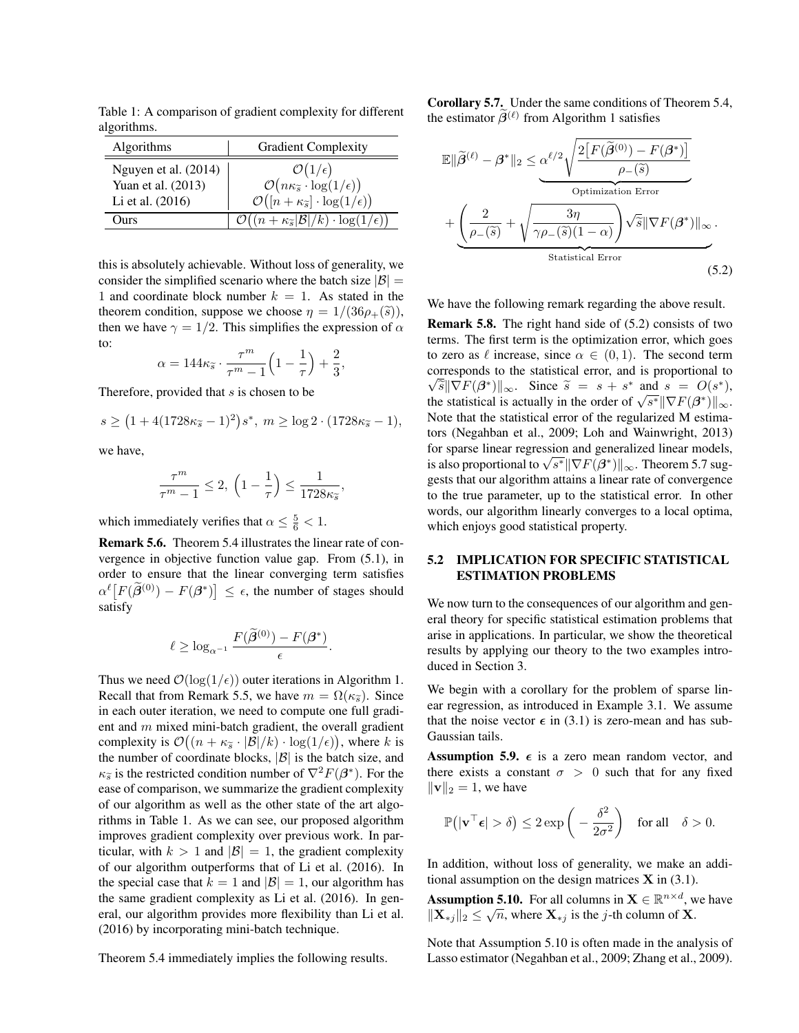Table 1: A comparison of gradient complexity for different algorithms.

| Algorithms | Gradient Complexity |
|---|---|
| Nguyen et al. (2014) | $\mathcal{O}\big(1/\epsilon\big)$ |
| Yuan et al. (2013) | $\mathcal{O}\big(n\kappa_{\widetilde{s}} \cdot \log(1/\epsilon)\big)$ |
| Li et al. (2016) | $\mathcal{O}\big([n + \kappa_{\widetilde{s}}] \cdot \log(1/\epsilon)\big)$ |
| Ours | $\mathcal{O}\big((n + \kappa_{\widetilde{s}}\lvert\mathcal{B}\rvert/k) \cdot \log(1/\epsilon)\big)$ |

this is absolutely achievable. Without loss of generality, we consider the simplified scenario where the batch size $|\mathcal{B}| = 1$ and coordinate block number $k = 1$. As stated in the theorem condition, suppose we choose $\eta = 1/(36\rho_+(\widetilde{s}))$, then we have $\gamma = 1/2$. This simplifies the expression of $\alpha$ to:

$$\alpha = 144\kappa_{\widetilde{s}} \cdot \frac{\tau^m}{\tau^m - 1}\Big(1 - \frac{1}{\tau}\Big) + \frac{2}{3},$$

Therefore, provided that $s$ is chosen to be

$$s \geq \big(1 + 4(1728\kappa_{\widetilde{s}} - 1)^2\big)s^*,\ m \geq \log 2 \cdot (1728\kappa_{\widetilde{s}} - 1),$$

we have,

$$\frac{\tau^m}{\tau^m - 1} \leq 2,\ \Big(1 - \frac{1}{\tau}\Big) \leq \frac{1}{1728\kappa_{\widetilde{s}}},$$

which immediately verifies that $\alpha \leq \frac{5}{6} < 1$.

**Remark 5.6.** Theorem 5.4 illustrates the linear rate of convergence in objective function value gap. From (5.1), in order to ensure that the linear converging term satisfies $\alpha^\ell\big[F(\widetilde{\boldsymbol{\beta}}^{(0)}) - F(\boldsymbol{\beta}^*)\big] \leq \epsilon$, the number of stages should satisfy

$$\ell \geq \log_{\alpha^{-1}} \frac{F(\widetilde{\boldsymbol{\beta}}^{(0)}) - F(\boldsymbol{\beta}^*)}{\epsilon}.$$

Thus we need $\mathcal{O}(\log(1/\epsilon))$ outer iterations in Algorithm 1. Recall that from Remark 5.5, we have $m = \Omega(\kappa_{\widetilde{s}})$. Since in each outer iteration, we need to compute one full gradient and $m$ mixed mini-batch gradient, the overall gradient complexity is $\mathcal{O}\big((n + \kappa_{\widetilde{s}} \cdot |\mathcal{B}|/k) \cdot \log(1/\epsilon)\big)$, where $k$ is the number of coordinate blocks, $|\mathcal{B}|$ is the batch size, and $\kappa_{\widetilde{s}}$ is the restricted condition number of $\nabla^2 F(\boldsymbol{\beta}^*)$. For the ease of comparison, we summarize the gradient complexity of our algorithm as well as the other state of the art algorithms in Table 1. As we can see, our proposed algorithm improves gradient complexity over previous work. In particular, with $k > 1$ and $|\mathcal{B}| = 1$, the gradient complexity of our algorithm outperforms that of Li et al. (2016). In the special case that $k = 1$ and $|\mathcal{B}| = 1$, our algorithm has the same gradient complexity as Li et al. (2016). In general, our algorithm provides more flexibility than Li et al. (2016) by incorporating mini-batch technique.

Theorem 5.4 immediately implies the following results.

**Corollary 5.7.** Under the same conditions of Theorem 5.4, the estimator $\widetilde{\boldsymbol{\beta}}^{(\ell)}$ from Algorithm 1 satisfies

$$\mathbb{E}\|\widetilde{\boldsymbol{\beta}}^{(\ell)} - \boldsymbol{\beta}^*\|_2 \leq \underbrace{\alpha^{\ell/2}\sqrt{\frac{2\big[F(\widetilde{\boldsymbol{\beta}}^{(0)}) - F(\boldsymbol{\beta}^*)\big]}{\rho_-(\widetilde{s})}}}_{\text{Optimization Error}} + \underbrace{\left(\frac{2}{\rho_-(\widetilde{s})} + \sqrt{\frac{3\eta}{\gamma\rho_-(\widetilde{s})(1-\alpha)}}\right)\sqrt{\widetilde{s}}\|\nabla F(\boldsymbol{\beta}^*)\|_\infty}_{\text{Statistical Error}}. \tag{5.2}$$

We have the following remark regarding the above result.

**Remark 5.8.** The right hand side of (5.2) consists of two terms. The first term is the optimization error, which goes to zero as $\ell$ increase, since $\alpha \in (0, 1)$. The second term corresponds to the statistical error, and is proportional to $\sqrt{\widetilde{s}}\|\nabla F(\boldsymbol{\beta}^*)\|_\infty$. Since $\widetilde{s} = s + s^*$ and $s = O(s^*)$, the statistical is actually in the order of $\sqrt{s^*}\|\nabla F(\boldsymbol{\beta}^*)\|_\infty$. Note that the statistical error of the regularized M estimators (Negahban et al., 2009; Loh and Wainwright, 2013) for sparse linear regression and generalized linear models, is also proportional to $\sqrt{s^*}\|\nabla F(\boldsymbol{\beta}^*)\|_\infty$. Theorem 5.7 suggests that our algorithm attains a linear rate of convergence to the true parameter, up to the statistical error. In other words, our algorithm linearly converges to a local optima, which enjoys good statistical property.

### 5.2 IMPLICATION FOR SPECIFIC STATISTICAL ESTIMATION PROBLEMS

We now turn to the consequences of our algorithm and general theory for specific statistical estimation problems that arise in applications. In particular, we show the theoretical results by applying our theory to the two examples introduced in Section 3.

We begin with a corollary for the problem of sparse linear regression, as introduced in Example 3.1. We assume that the noise vector $\boldsymbol{\epsilon}$ in (3.1) is zero-mean and has sub-Gaussian tails.

**Assumption 5.9.** $\boldsymbol{\epsilon}$ is a zero mean random vector, and there exists a constant $\sigma > 0$ such that for any fixed $\|\mathbf{v}\|_2 = 1$, we have

$$\mathbb{P}\big(|\mathbf{v}^\top\boldsymbol{\epsilon}| > \delta\big) \leq 2\exp\bigg(-\frac{\delta^2}{2\sigma^2}\bigg) \quad \text{for all} \quad \delta > 0.$$

In addition, without loss of generality, we make an additional assumption on the design matrices $\mathbf{X}$ in (3.1).

**Assumption 5.10.** For all columns in $\mathbf{X} \in \mathbb{R}^{n\times d}$, we have $\|\mathbf{X}_{*j}\|_2 \leq \sqrt{n}$, where $\mathbf{X}_{*j}$ is the $j$-th column of $\mathbf{X}$.

Note that Assumption 5.10 is often made in the analysis of Lasso estimator (Negahban et al., 2009; Zhang et al., 2009).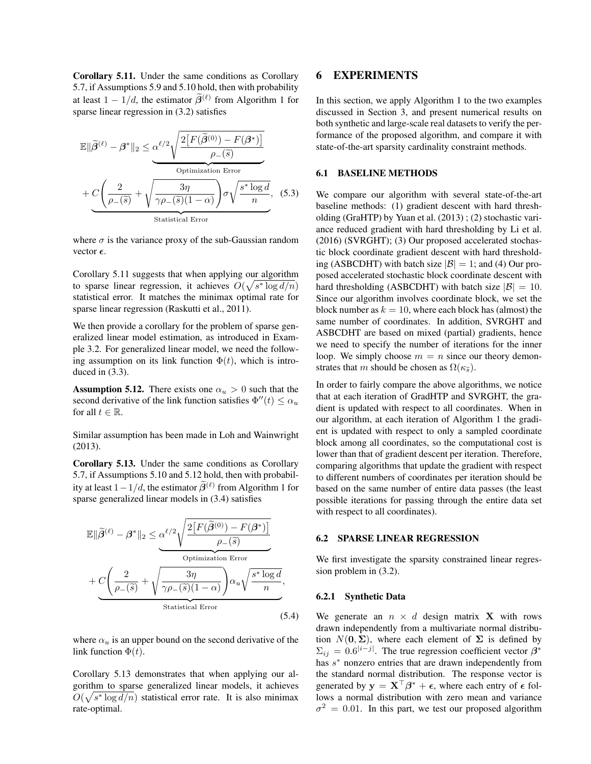**Corollary 5.11.** Under the same conditions as Corollary 5.7, if Assumptions 5.9 and 5.10 hold, then with probability at least $1 - 1/d$, the estimator $\widetilde{\boldsymbol{\beta}}^{(\ell)}$ from Algorithm 1 for sparse linear regression in (3.2) satisfies

$$
\mathbb{E}\|\widetilde{\boldsymbol{\beta}}^{(\ell)} - \boldsymbol{\beta}^*\|_2 \leq \underbrace{\alpha^{\ell/2}\sqrt{\frac{2\big[F(\widetilde{\boldsymbol{\beta}}^{(0)}) - F(\boldsymbol{\beta}^*)\big]}{\rho_-(\widetilde{s})}}}_{\text{Optimization Error}} + \underbrace{C\left(\frac{2}{\rho_-(\widetilde{s})} + \sqrt{\frac{3\eta}{\gamma\rho_-(\widetilde{s})(1-\alpha)}}\right)\sigma\sqrt{\frac{s^*\log d}{n}}}_{\text{Statistical Error}}, \quad (5.3)
$$

where $\sigma$ is the variance proxy of the sub-Gaussian random vector $\boldsymbol{\epsilon}$.

Corollary 5.11 suggests that when applying our algorithm to sparse linear regression, it achieves $O(\sqrt{s^*\log d/n})$ statistical error. It matches the minimax optimal rate for sparse linear regression (Raskutti et al., 2011).

We then provide a corollary for the problem of sparse generalized linear model estimation, as introduced in Example 3.2. For generalized linear model, we need the following assumption on its link function $\Phi(t)$, which is introduced in (3.3).

**Assumption 5.12.** There exists one $\alpha_u > 0$ such that the second derivative of the link function satisfies $\Phi''(t) \leq \alpha_u$ for all $t \in \mathbb{R}$.

Similar assumption has been made in Loh and Wainwright (2013).

**Corollary 5.13.** Under the same conditions as Corollary 5.7, if Assumptions 5.10 and 5.12 hold, then with probability at least $1-1/d$, the estimator $\widetilde{\boldsymbol{\beta}}^{(\ell)}$ from Algorithm 1 for sparse generalized linear models in (3.4) satisfies

$$
\mathbb{E}\|\widetilde{\boldsymbol{\beta}}^{(\ell)} - \boldsymbol{\beta}^*\|_2 \leq \underbrace{\alpha^{\ell/2}\sqrt{\frac{2\big[F(\widetilde{\boldsymbol{\beta}}^{(0)}) - F(\boldsymbol{\beta}^*)\big]}{\rho_-(\widetilde{s})}}}_{\text{Optimization Error}} + \underbrace{C\left(\frac{2}{\rho_-(\widetilde{s})} + \sqrt{\frac{3\eta}{\gamma\rho_-(\widetilde{s})(1-\alpha)}}\right)\alpha_u\sqrt{\frac{s^*\log d}{n}}}_{\text{Statistical Error}}, \quad (5.4)
$$

where $\alpha_u$ is an upper bound on the second derivative of the link function $\Phi(t)$.

Corollary 5.13 demonstrates that when applying our algorithm to sparse generalized linear models, it achieves $O(\sqrt{s^*\log d/n})$ statistical error rate. It is also minimax rate-optimal.

# 6 EXPERIMENTS

In this section, we apply Algorithm 1 to the two examples discussed in Section 3, and present numerical results on both synthetic and large-scale real datasets to verify the performance of the proposed algorithm, and compare it with state-of-the-art sparsity cardinality constraint methods.

## 6.1 BASELINE METHODS

We compare our algorithm with several state-of-the-art baseline methods: (1) gradient descent with hard thresholding (GraHTP) by Yuan et al. (2013) ; (2) stochastic variance reduced gradient with hard thresholding by Li et al. (2016) (SVRGHT); (3) Our proposed accelerated stochastic block coordinate gradient descent with hard thresholding (ASBCDHT) with batch size $|\mathcal{B}| = 1$; and (4) Our proposed accelerated stochastic block coordinate descent with hard thresholding (ASBCDHT) with batch size $|\mathcal{B}| = 10$. Since our algorithm involves coordinate block, we set the block number as $k = 10$, where each block has (almost) the same number of coordinates. In addition, SVRGHT and ASBCDHT are based on mixed (partial) gradients, hence we need to specify the number of iterations for the inner loop. We simply choose $m = n$ since our theory demonstrates that $m$ should be chosen as $\Omega(\kappa_{\widetilde{s}})$.

In order to fairly compare the above algorithms, we notice that at each iteration of GradHTP and SVRGHT, the gradient is updated with respect to all coordinates. When in our algorithm, at each iteration of Algorithm 1 the gradient is updated with respect to only a sampled coordinate block among all coordinates, so the computational cost is lower than that of gradient descent per iteration. Therefore, comparing algorithms that update the gradient with respect to different numbers of coordinates per iteration should be based on the same number of entire data passes (the least possible iterations for passing through the entire data set with respect to all coordinates).

## 6.2 SPARSE LINEAR REGRESSION

We first investigate the sparsity constrained linear regression problem in (3.2).

### 6.2.1 Synthetic Data

We generate an $n \times d$ design matrix $\mathbf{X}$ with rows drawn independently from a multivariate normal distribution $N(\mathbf{0}, \boldsymbol{\Sigma})$, where each element of $\boldsymbol{\Sigma}$ is defined by $\Sigma_{ij} = 0.6^{|i-j|}$. The true regression coefficient vector $\boldsymbol{\beta}^*$ has $s^*$ nonzero entries that are drawn independently from the standard normal distribution. The response vector is generated by $\mathbf{y} = \mathbf{X}^\top\boldsymbol{\beta}^* + \boldsymbol{\epsilon}$, where each entry of $\boldsymbol{\epsilon}$ follows a normal distribution with zero mean and variance $\sigma^2 = 0.01$. In this part, we test our proposed algorithm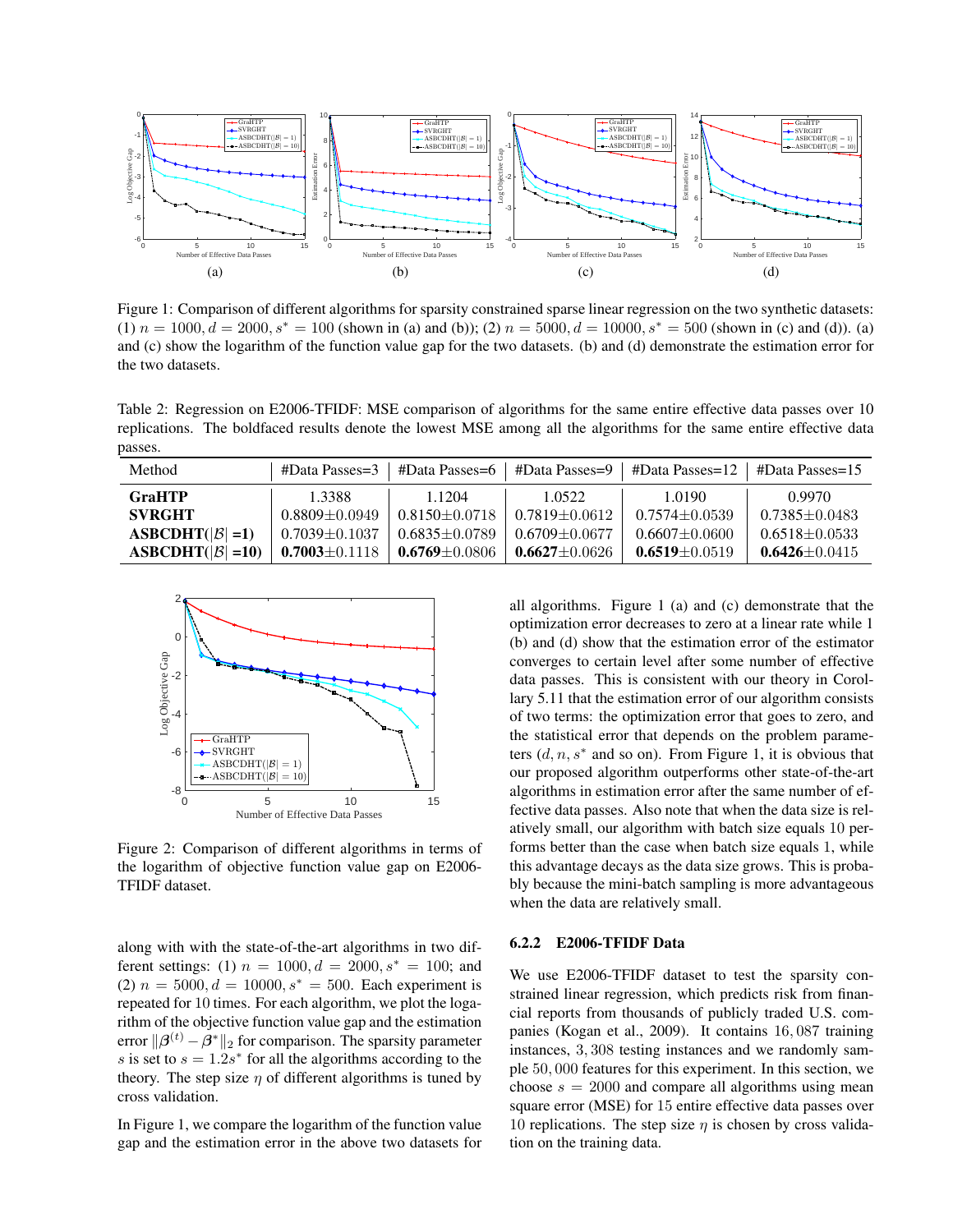Figure 1: Comparison of different algorithms for sparsity constrained sparse linear regression on the two synthetic datasets: (1) $n = 1000, d = 2000, s^* = 100$ (shown in (a) and (b)); (2) $n = 5000, d = 10000, s^* = 500$ (shown in (c) and (d)). (a) and (c) show the logarithm of the function value gap for the two datasets. (b) and (d) demonstrate the estimation error for the two datasets.

Table 2: Regression on E2006-TFIDF: MSE comparison of algorithms for the same entire effective data passes over 10 replications. The boldfaced results denote the lowest MSE among all the algorithms for the same entire effective data passes.

| Method | #Data Passes=3 | #Data Passes=6 | #Data Passes=9 | #Data Passes=12 | #Data Passes=15 |
|---|---|---|---|---|---|
| **GraHTP** | 1.3388 | 1.1204 | 1.0522 | 1.0190 | 0.9970 |
| **SVRGHT** | 0.8809±0.0949 | 0.8150±0.0718 | 0.7819±0.0612 | 0.7574±0.0539 | 0.7385±0.0483 |
| **ASBCDHT($\|\mathcal{B}\|$ =1)** | 0.7039±0.1037 | 0.6835±0.0789 | 0.6709±0.0677 | 0.6607±0.0600 | 0.6518±0.0533 |
| **ASBCDHT($\|\mathcal{B}\|$ =10)** | **0.7003**±0.1118 | **0.6769**±0.0806 | **0.6627**±0.0626 | **0.6519**±0.0519 | **0.6426**±0.0415 |

Figure 2: Comparison of different algorithms in terms of the logarithm of objective function value gap on E2006-TFIDF dataset.

along with with the state-of-the-art algorithms in two different settings: (1) $n = 1000, d = 2000, s^* = 100$; and (2) $n = 5000, d = 10000, s^* = 500$. Each experiment is repeated for 10 times. For each algorithm, we plot the logarithm of the objective function value gap and the estimation error $\|\boldsymbol{\beta}^{(t)} - \boldsymbol{\beta}^*\|_2$ for comparison. The sparsity parameter $s$ is set to $s = 1.2s^*$ for all the algorithms according to the theory. The step size $\eta$ of different algorithms is tuned by cross validation.

In Figure 1, we compare the logarithm of the function value gap and the estimation error in the above two datasets for all algorithms. Figure 1 (a) and (c) demonstrate that the optimization error decreases to zero at a linear rate while 1 (b) and (d) show that the estimation error of the estimator converges to certain level after some number of effective data passes. This is consistent with our theory in Corollary 5.11 that the estimation error of our algorithm consists of two terms: the optimization error that goes to zero, and the statistical error that depends on the problem parameters ($d, n, s^*$ and so on). From Figure 1, it is obvious that our proposed algorithm outperforms other state-of-the-art algorithms in estimation error after the same number of effective data passes. Also note that when the data size is relatively small, our algorithm with batch size equals 10 performs better than the case when batch size equals 1, while this advantage decays as the data size grows. This is probably because the mini-batch sampling is more advantageous when the data are relatively small.

#### 6.2.2 E2006-TFIDF Data

We use E2006-TFIDF dataset to test the sparsity constrained linear regression, which predicts risk from financial reports from thousands of publicly traded U.S. companies (Kogan et al., 2009). It contains 16,087 training instances, 3,308 testing instances and we randomly sample 50,000 features for this experiment. In this section, we choose $s = 2000$ and compare all algorithms using mean square error (MSE) for 15 entire effective data passes over 10 replications. The step size $\eta$ is chosen by cross validation on the training data.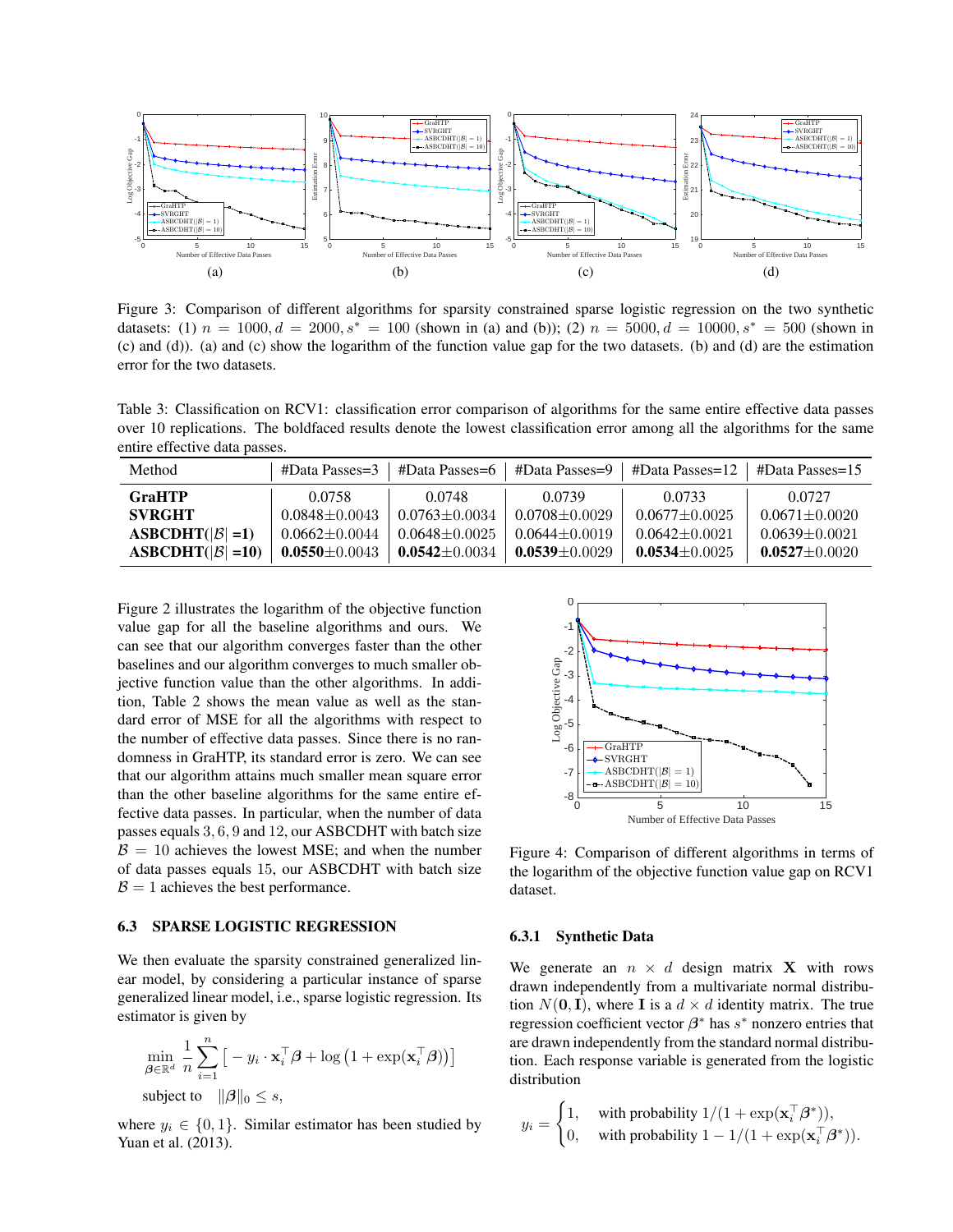Figure 3: Comparison of different algorithms for sparsity constrained sparse logistic regression on the two synthetic datasets: (1) $n = 1000, d = 2000, s^* = 100$ (shown in (a) and (b)); (2) $n = 5000, d = 10000, s^* = 500$ (shown in (c) and (d)). (a) and (c) show the logarithm of the function value gap for the two datasets. (b) and (d) are the estimation error for the two datasets.

Table 3: Classification on RCV1: classification error comparison of algorithms for the same entire effective data passes over 10 replications. The boldfaced results denote the lowest classification error among all the algorithms for the same entire effective data passes.

| Method | #Data Passes=3 | #Data Passes=6 | #Data Passes=9 | #Data Passes=12 | #Data Passes=15 |
|---|---|---|---|---|---|
| **GraHTP** | 0.0758 | 0.0748 | 0.0739 | 0.0733 | 0.0727 |
| **SVRGHT** | 0.0848±0.0043 | 0.0763±0.0034 | 0.0708±0.0029 | 0.0677±0.0025 | 0.0671±0.0020 |
| **ASBCDHT($\|\mathcal{B}\|$ =1)** | 0.0662±0.0044 | 0.0648±0.0025 | 0.0644±0.0019 | 0.0642±0.0021 | 0.0639±0.0021 |
| **ASBCDHT($\|\mathcal{B}\|$ =10)** | **0.0550**±0.0043 | **0.0542**±0.0034 | **0.0539**±0.0029 | **0.0534**±0.0025 | **0.0527**±0.0020 |

Figure 2 illustrates the logarithm of the objective function value gap for all the baseline algorithms and ours. We can see that our algorithm converges faster than the other baselines and our algorithm converges to much smaller objective function value than the other algorithms. In addition, Table 2 shows the mean value as well as the standard error of MSE for all the algorithms with respect to the number of effective data passes. Since there is no randomness in GraHTP, its standard error is zero. We can see that our algorithm attains much smaller mean square error than the other baseline algorithms for the same entire effective data passes. In particular, when the number of data passes equals $3, 6, 9$ and $12$, our ASBCDHT with batch size $\mathcal{B} = 10$ achieves the lowest MSE; and when the number of data passes equals $15$, our ASBCDHT with batch size $\mathcal{B} = 1$ achieves the best performance.

Figure 4: Comparison of different algorithms in terms of the logarithm of the objective function value gap on RCV1 dataset.

## 6.3 SPARSE LOGISTIC REGRESSION

We then evaluate the sparsity constrained generalized linear model, by considering a particular instance of sparse generalized linear model, i.e., sparse logistic regression. Its estimator is given by

$$\min_{\boldsymbol{\beta} \in \mathbb{R}^d} \frac{1}{n} \sum_{i=1}^{n} \left[ -y_i \cdot \mathbf{x}_i^\top \boldsymbol{\beta} + \log\left(1 + \exp(\mathbf{x}_i^\top \boldsymbol{\beta})\right) \right]$$

$$\text{subject to} \quad \|\boldsymbol{\beta}\|_0 \leq s,$$

where $y_i \in \{0, 1\}$. Similar estimator has been studied by Yuan et al. (2013).

### 6.3.1 Synthetic Data

We generate an $n \times d$ design matrix $\mathbf{X}$ with rows drawn independently from a multivariate normal distribution $N(\mathbf{0}, \mathbf{I})$, where $\mathbf{I}$ is a $d \times d$ identity matrix. The true regression coefficient vector $\boldsymbol{\beta}^*$ has $s^*$ nonzero entries that are drawn independently from the standard normal distribution. Each response variable is generated from the logistic distribution

$$y_i = \begin{cases} 1, & \text{with probability } 1/(1 + \exp(\mathbf{x}_i^\top \boldsymbol{\beta}^*)), \\ 0, & \text{with probability } 1 - 1/(1 + \exp(\mathbf{x}_i^\top \boldsymbol{\beta}^*)). \end{cases}$$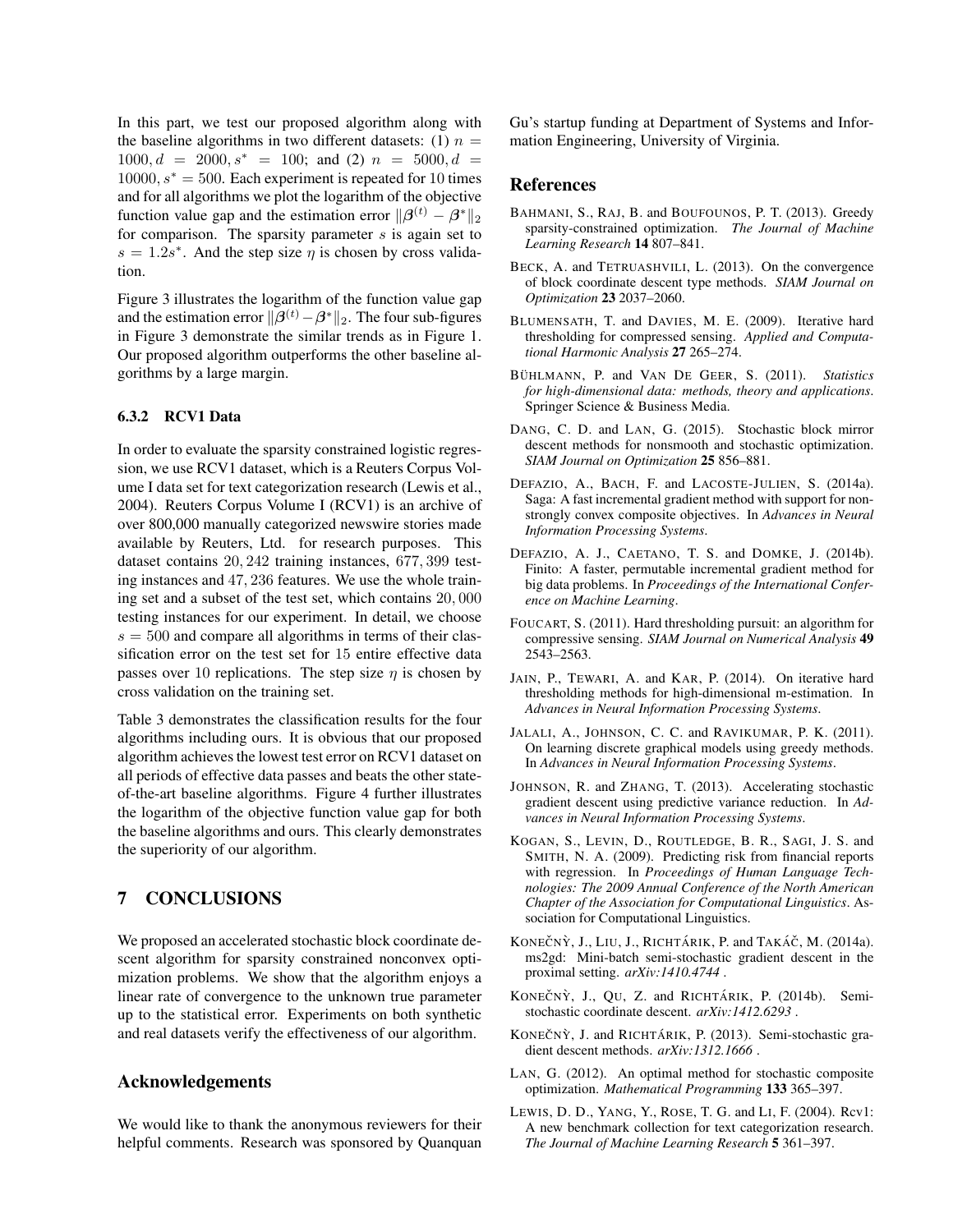In this part, we test our proposed algorithm along with the baseline algorithms in two different datasets: (1) $n = 1000, d = 2000, s^* = 100$; and (2) $n = 5000, d = 10000, s^* = 500$. Each experiment is repeated for 10 times and for all algorithms we plot the logarithm of the objective function value gap and the estimation error $\|\boldsymbol{\beta}^{(t)} - \boldsymbol{\beta}^*\|_2$ for comparison. The sparsity parameter $s$ is again set to $s = 1.2s^*$. And the step size $\eta$ is chosen by cross validation.

Figure 3 illustrates the logarithm of the function value gap and the estimation error $\|\boldsymbol{\beta}^{(t)} - \boldsymbol{\beta}^*\|_2$. The four sub-figures in Figure 3 demonstrate the similar trends as in Figure 1. Our proposed algorithm outperforms the other baseline algorithms by a large margin.

### 6.3.2 RCV1 Data

In order to evaluate the sparsity constrained logistic regression, we use RCV1 dataset, which is a Reuters Corpus Volume I data set for text categorization research (Lewis et al., 2004). Reuters Corpus Volume I (RCV1) is an archive of over 800,000 manually categorized newswire stories made available by Reuters, Ltd. for research purposes. This dataset contains $20,242$ training instances, $677,399$ testing instances and $47,236$ features. We use the whole training set and a subset of the test set, which contains $20,000$ testing instances for our experiment. In detail, we choose $s = 500$ and compare all algorithms in terms of their classification error on the test set for 15 entire effective data passes over 10 replications. The step size $\eta$ is chosen by cross validation on the training set.

Table 3 demonstrates the classification results for the four algorithms including ours. It is obvious that our proposed algorithm achieves the lowest test error on RCV1 dataset on all periods of effective data passes and beats the other state-of-the-art baseline algorithms. Figure 4 further illustrates the logarithm of the objective function value gap for both the baseline algorithms and ours. This clearly demonstrates the superiority of our algorithm.

## 7 CONCLUSIONS

We proposed an accelerated stochastic block coordinate descent algorithm for sparsity constrained nonconvex optimization problems. We show that the algorithm enjoys a linear rate of convergence to the unknown true parameter up to the statistical error. Experiments on both synthetic and real datasets verify the effectiveness of our algorithm.

## Acknowledgements

We would like to thank the anonymous reviewers for their helpful comments. Research was sponsored by Quanquan Gu's startup funding at Department of Systems and Information Engineering, University of Virginia.

## References

BAHMANI, S., RAJ, B. and BOUFOUNOS, P. T. (2013). Greedy sparsity-constrained optimization. *The Journal of Machine Learning Research* **14** 807–841.

BECK, A. and TETRUASHVILI, L. (2013). On the convergence of block coordinate descent type methods. *SIAM Journal on Optimization* **23** 2037–2060.

BLUMENSATH, T. and DAVIES, M. E. (2009). Iterative hard thresholding for compressed sensing. *Applied and Computational Harmonic Analysis* **27** 265–274.

BÜHLMANN, P. and VAN DE GEER, S. (2011). *Statistics for high-dimensional data: methods, theory and applications*. Springer Science & Business Media.

DANG, C. D. and LAN, G. (2015). Stochastic block mirror descent methods for nonsmooth and stochastic optimization. *SIAM Journal on Optimization* **25** 856–881.

DEFAZIO, A., BACH, F. and LACOSTE-JULIEN, S. (2014a). Saga: A fast incremental gradient method with support for non-strongly convex composite objectives. In *Advances in Neural Information Processing Systems*.

DEFAZIO, A. J., CAETANO, T. S. and DOMKE, J. (2014b). Finito: A faster, permutable incremental gradient method for big data problems. In *Proceedings of the International Conference on Machine Learning*.

FOUCART, S. (2011). Hard thresholding pursuit: an algorithm for compressive sensing. *SIAM Journal on Numerical Analysis* **49** 2543–2563.

JAIN, P., TEWARI, A. and KAR, P. (2014). On iterative hard thresholding methods for high-dimensional m-estimation. In *Advances in Neural Information Processing Systems*.

JALALI, A., JOHNSON, C. C. and RAVIKUMAR, P. K. (2011). On learning discrete graphical models using greedy methods. In *Advances in Neural Information Processing Systems*.

JOHNSON, R. and ZHANG, T. (2013). Accelerating stochastic gradient descent using predictive variance reduction. In *Advances in Neural Information Processing Systems*.

KOGAN, S., LEVIN, D., ROUTLEDGE, B. R., SAGI, J. S. and SMITH, N. A. (2009). Predicting risk from financial reports with regression. In *Proceedings of Human Language Technologies: The 2009 Annual Conference of the North American Chapter of the Association for Computational Linguistics*. Association for Computational Linguistics.

KONEČNÝ, J., LIU, J., RICHTÁRIK, P. and TAKÁČ, M. (2014a). ms2gd: Mini-batch semi-stochastic gradient descent in the proximal setting. *arXiv:1410.4744* .

KONEČNÝ, J., QU, Z. and RICHTÁRIK, P. (2014b). Semi-stochastic coordinate descent. *arXiv:1412.6293* .

KONEČNÝ, J. and RICHTÁRIK, P. (2013). Semi-stochastic gradient descent methods. *arXiv:1312.1666* .

LAN, G. (2012). An optimal method for stochastic composite optimization. *Mathematical Programming* **133** 365–397.

LEWIS, D. D., YANG, Y., ROSE, T. G. and LI, F. (2004). Rcv1: A new benchmark collection for text categorization research. *The Journal of Machine Learning Research* **5** 361–397.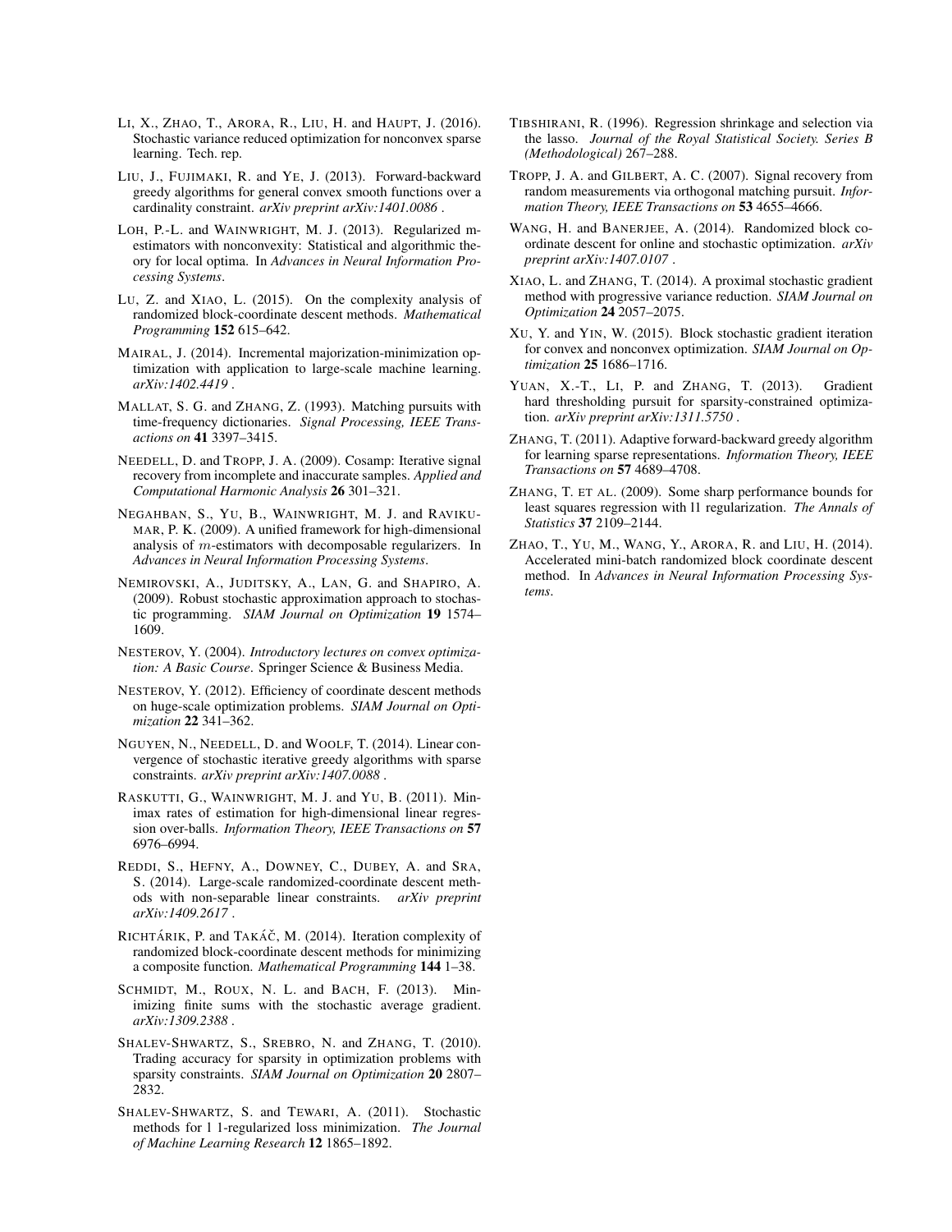LI, X., ZHAO, T., ARORA, R., LIU, H. and HAUPT, J. (2016). Stochastic variance reduced optimization for nonconvex sparse learning. Tech. rep.

LIU, J., FUJIMAKI, R. and YE, J. (2013). Forward-backward greedy algorithms for general convex smooth functions over a cardinality constraint. *arXiv preprint arXiv:1401.0086* .

LOH, P.-L. and WAINWRIGHT, M. J. (2013). Regularized m-estimators with nonconvexity: Statistical and algorithmic theory for local optima. In *Advances in Neural Information Processing Systems*.

LU, Z. and XIAO, L. (2015). On the complexity analysis of randomized block-coordinate descent methods. *Mathematical Programming* **152** 615–642.

MAIRAL, J. (2014). Incremental majorization-minimization optimization with application to large-scale machine learning. *arXiv:1402.4419* .

MALLAT, S. G. and ZHANG, Z. (1993). Matching pursuits with time-frequency dictionaries. *Signal Processing, IEEE Transactions on* **41** 3397–3415.

NEEDELL, D. and TROPP, J. A. (2009). Cosamp: Iterative signal recovery from incomplete and inaccurate samples. *Applied and Computational Harmonic Analysis* **26** 301–321.

NEGAHBAN, S., YU, B., WAINWRIGHT, M. J. and RAVIKUMAR, P. K. (2009). A unified framework for high-dimensional analysis of $m$-estimators with decomposable regularizers. In *Advances in Neural Information Processing Systems*.

NEMIROVSKI, A., JUDITSKY, A., LAN, G. and SHAPIRO, A. (2009). Robust stochastic approximation approach to stochastic programming. *SIAM Journal on Optimization* **19** 1574–1609.

NESTEROV, Y. (2004). *Introductory lectures on convex optimization: A Basic Course*. Springer Science & Business Media.

NESTEROV, Y. (2012). Efficiency of coordinate descent methods on huge-scale optimization problems. *SIAM Journal on Optimization* **22** 341–362.

NGUYEN, N., NEEDELL, D. and WOOLF, T. (2014). Linear convergence of stochastic iterative greedy algorithms with sparse constraints. *arXiv preprint arXiv:1407.0088* .

RASKUTTI, G., WAINWRIGHT, M. J. and YU, B. (2011). Minimax rates of estimation for high-dimensional linear regression over-balls. *Information Theory, IEEE Transactions on* **57** 6976–6994.

REDDI, S., HEFNY, A., DOWNEY, C., DUBEY, A. and SRA, S. (2014). Large-scale randomized-coordinate descent methods with non-separable linear constraints. *arXiv preprint arXiv:1409.2617* .

RICHTÁRIK, P. and TAKÁČ, M. (2014). Iteration complexity of randomized block-coordinate descent methods for minimizing a composite function. *Mathematical Programming* **144** 1–38.

SCHMIDT, M., ROUX, N. L. and BACH, F. (2013). Minimizing finite sums with the stochastic average gradient. *arXiv:1309.2388* .

SHALEV-SHWARTZ, S., SREBRO, N. and ZHANG, T. (2010). Trading accuracy for sparsity in optimization problems with sparsity constraints. *SIAM Journal on Optimization* **20** 2807–2832.

SHALEV-SHWARTZ, S. and TEWARI, A. (2011). Stochastic methods for l 1-regularized loss minimization. *The Journal of Machine Learning Research* **12** 1865–1892.

TIBSHIRANI, R. (1996). Regression shrinkage and selection via the lasso. *Journal of the Royal Statistical Society. Series B (Methodological)* 267–288.

TROPP, J. A. and GILBERT, A. C. (2007). Signal recovery from random measurements via orthogonal matching pursuit. *Information Theory, IEEE Transactions on* **53** 4655–4666.

WANG, H. and BANERJEE, A. (2014). Randomized block coordinate descent for online and stochastic optimization. *arXiv preprint arXiv:1407.0107* .

XIAO, L. and ZHANG, T. (2014). A proximal stochastic gradient method with progressive variance reduction. *SIAM Journal on Optimization* **24** 2057–2075.

XU, Y. and YIN, W. (2015). Block stochastic gradient iteration for convex and nonconvex optimization. *SIAM Journal on Optimization* **25** 1686–1716.

YUAN, X.-T., LI, P. and ZHANG, T. (2013). Gradient hard thresholding pursuit for sparsity-constrained optimization. *arXiv preprint arXiv:1311.5750* .

ZHANG, T. (2011). Adaptive forward-backward greedy algorithm for learning sparse representations. *Information Theory, IEEE Transactions on* **57** 4689–4708.

ZHANG, T. ET AL. (2009). Some sharp performance bounds for least squares regression with l1 regularization. *The Annals of Statistics* **37** 2109–2144.

ZHAO, T., YU, M., WANG, Y., ARORA, R. and LIU, H. (2014). Accelerated mini-batch randomized block coordinate descent method. In *Advances in Neural Information Processing Systems*.